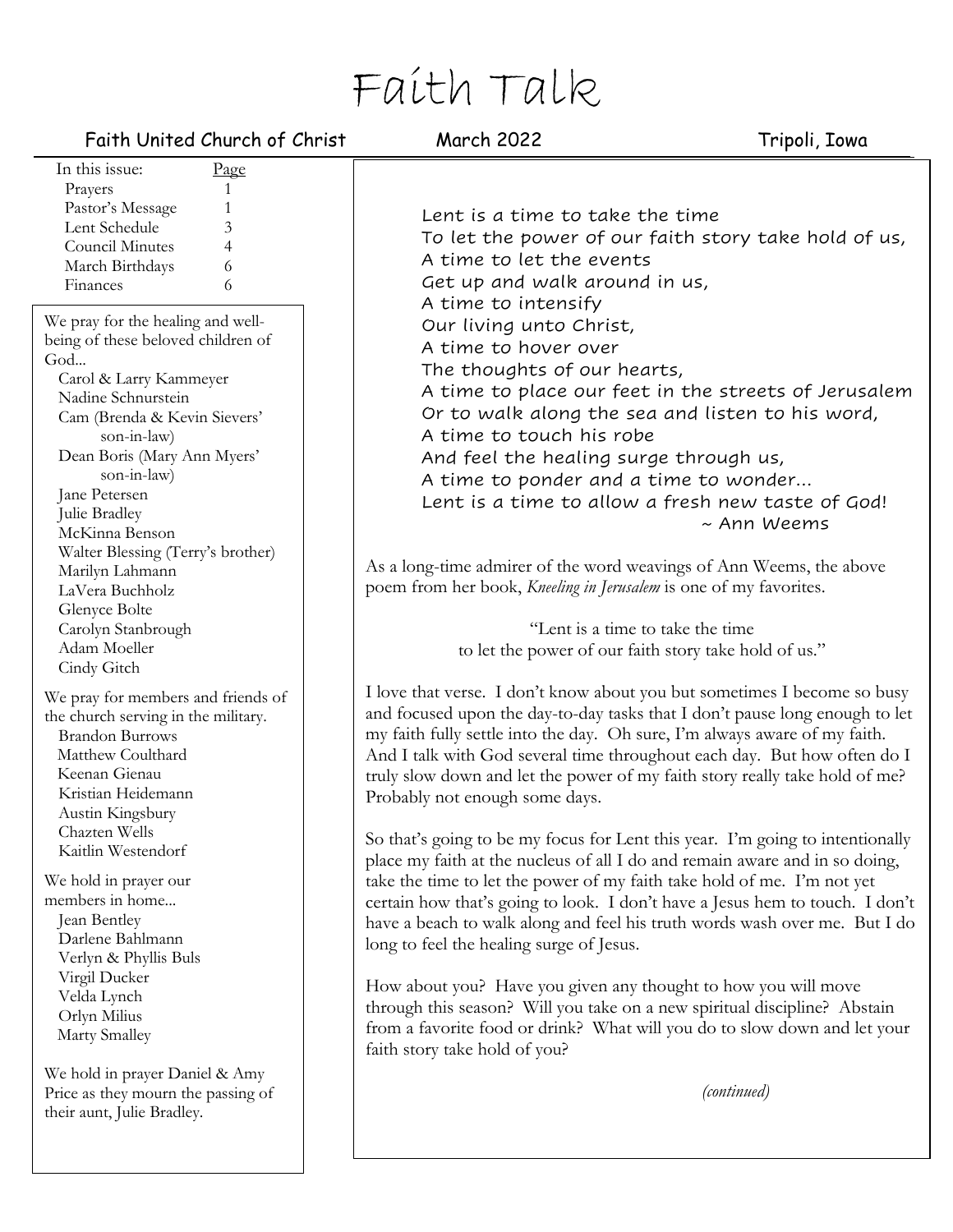# Faith Talk

Faith United Church of Christ — March 2022 — Tripoli, Iowa

| In this issue: | Page |
| --- | --- |
| Prayers | 1 |
| Pastor's Message | 1 |
| Lent Schedule | 3 |
| Council Minutes | 4 |
| March Birthdays | 6 |
| Finances | 6 |

We pray for the healing and well-being of these beloved children of God...

- Carol & Larry Kammeyer
- Nadine Schnurstein
- Cam (Brenda & Kevin Sievers' son-in-law)
- Dean Boris (Mary Ann Myers' son-in-law)
- Jane Petersen
- Julie Bradley
- McKinna Benson
- Walter Blessing (Terry's brother)
- Marilyn Lahmann
- LaVera Buchholz
- Glenyce Bolte
- Carolyn Stanbrough
- Adam Moeller
- Cindy Gitch

We pray for members and friends of the church serving in the military.

- Brandon Burrows
- Matthew Coulthard
- Keenan Gienau
- Kristian Heidemann
- Austin Kingsbury
- Chazten Wells
- Kaitlin Westendorf

We hold in prayer our members in home...

- Jean Bentley
- Darlene Bahlmann
- Verlyn & Phyllis Buls
- Virgil Ducker
- Velda Lynch
- Orlyn Milius
- Marty Smalley

We hold in prayer Daniel & Amy Price as they mourn the passing of their aunt, Julie Bradley.

---

Lent is a time to take the time
To let the power of our faith story take hold of us,
A time to let the events
Get up and walk around in us,
A time to intensify
Our living unto Christ,
A time to hover over
The thoughts of our hearts,
A time to place our feet in the streets of Jerusalem
Or to walk along the sea and listen to his word,
A time to touch his robe
And feel the healing surge through us,
A time to ponder and a time to wonder...
Lent is a time to allow a fresh new taste of God!
~ Ann Weems

As a long-time admirer of the word weavings of Ann Weems, the above poem from her book, *Kneeling in Jerusalem* is one of my favorites.

"Lent is a time to take the time
to let the power of our faith story take hold of us."

I love that verse. I don't know about you but sometimes I become so busy and focused upon the day-to-day tasks that I don't pause long enough to let my faith fully settle into the day. Oh sure, I'm always aware of my faith. And I talk with God several time throughout each day. But how often do I truly slow down and let the power of my faith story really take hold of me? Probably not enough some days.

So that's going to be my focus for Lent this year. I'm going to intentionally place my faith at the nucleus of all I do and remain aware and in so doing, take the time to let the power of my faith take hold of me. I'm not yet certain how that's going to look. I don't have a Jesus hem to touch. I don't have a beach to walk along and feel his truth words wash over me. But I do long to feel the healing surge of Jesus.

How about you? Have you given any thought to how you will move through this season? Will you take on a new spiritual discipline? Abstain from a favorite food or drink? What will you do to slow down and let your faith story take hold of you?

*(continued)*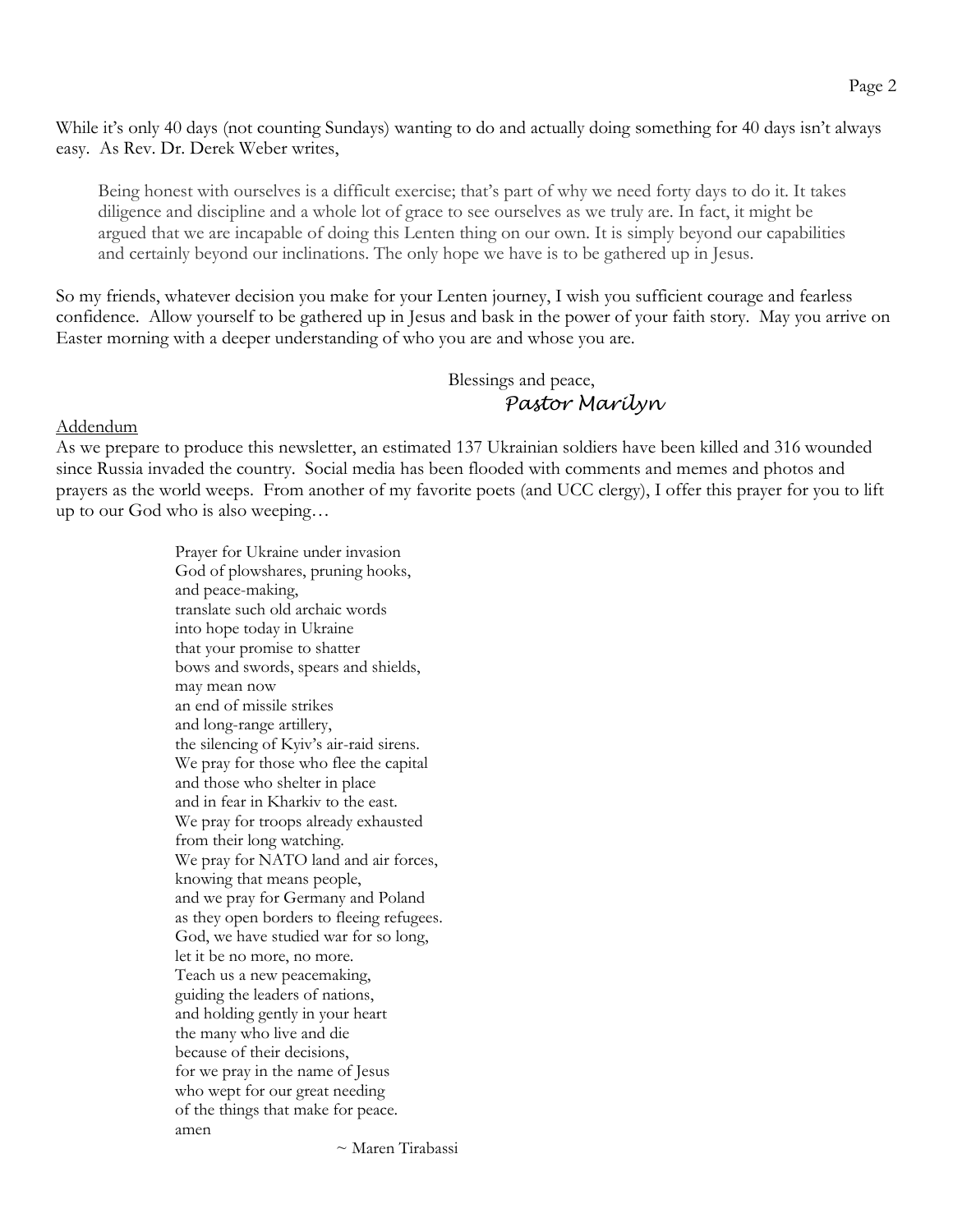While it's only 40 days (not counting Sundays) wanting to do and actually doing something for 40 days isn't always easy. As Rev. Dr. Derek Weber writes,

> Being honest with ourselves is a difficult exercise; that's part of why we need forty days to do it. It takes diligence and discipline and a whole lot of grace to see ourselves as we truly are. In fact, it might be argued that we are incapable of doing this Lenten thing on our own. It is simply beyond our capabilities and certainly beyond our inclinations. The only hope we have is to be gathered up in Jesus.

So my friends, whatever decision you make for your Lenten journey, I wish you sufficient courage and fearless confidence. Allow yourself to be gathered up in Jesus and bask in the power of your faith story. May you arrive on Easter morning with a deeper understanding of who you are and whose you are.

Blessings and peace,
*Pastor Marilyn*

<u>Addendum</u>

As we prepare to produce this newsletter, an estimated 137 Ukrainian soldiers have been killed and 316 wounded since Russia invaded the country. Social media has been flooded with comments and memes and photos and prayers as the world weeps. From another of my favorite poets (and UCC clergy), I offer this prayer for you to lift up to our God who is also weeping…

Prayer for Ukraine under invasion
God of plowshares, pruning hooks,
and peace-making,
translate such old archaic words
into hope today in Ukraine
that your promise to shatter
bows and swords, spears and shields,
may mean now
an end of missile strikes
and long-range artillery,
the silencing of Kyiv's air-raid sirens.
We pray for those who flee the capital
and those who shelter in place
and in fear in Kharkiv to the east.
We pray for troops already exhausted
from their long watching.
We pray for NATO land and air forces,
knowing that means people,
and we pray for Germany and Poland
as they open borders to fleeing refugees.
God, we have studied war for so long,
let it be no more, no more.
Teach us a new peacemaking,
guiding the leaders of nations,
and holding gently in your heart
the many who live and die
because of their decisions,
for we pray in the name of Jesus
who wept for our great needing
of the things that make for peace.
amen

~ Maren Tirabassi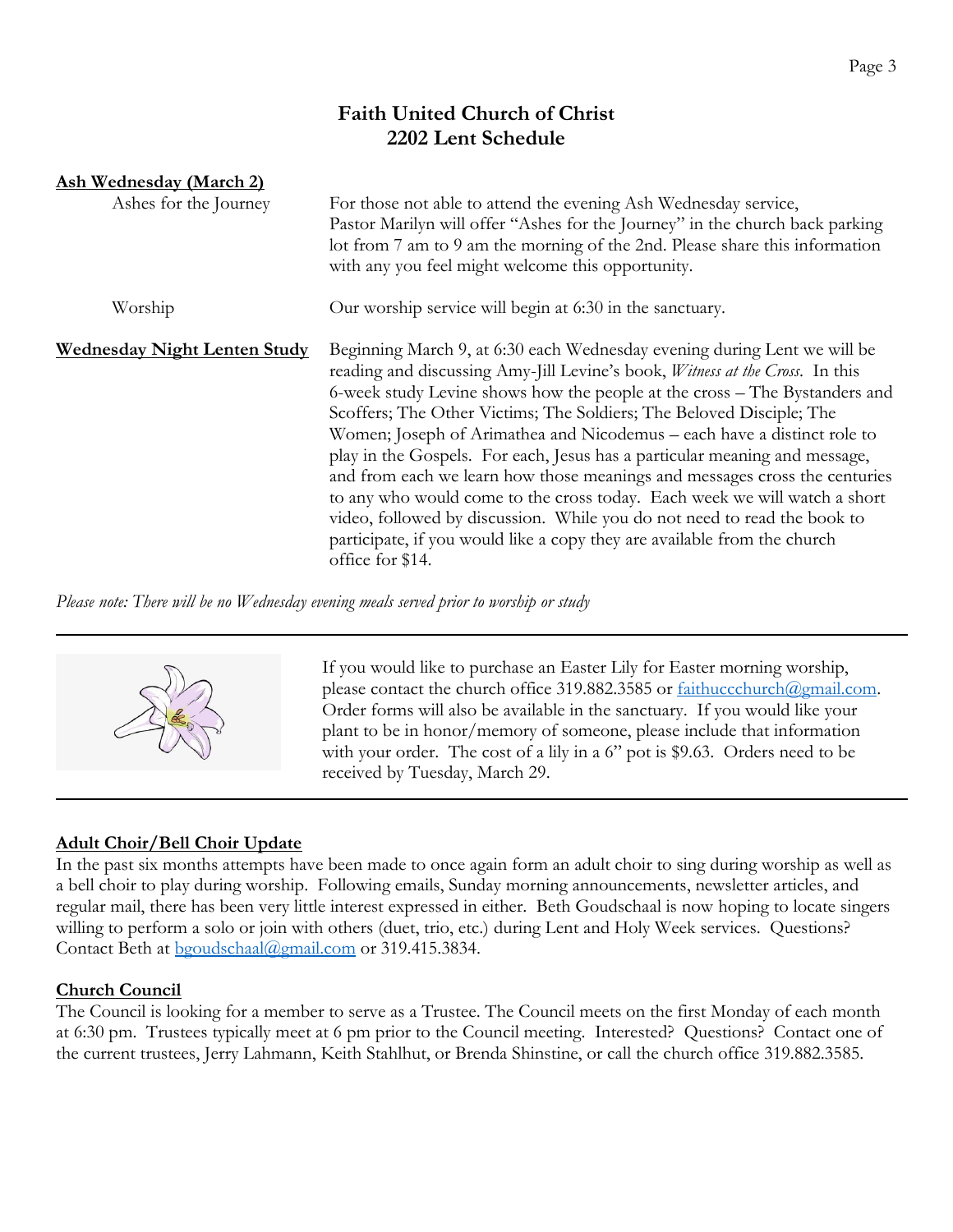# Faith United Church of Christ
## 2202 Lent Schedule

**Ash Wednesday (March 2)**

Ashes for the Journey — For those not able to attend the evening Ash Wednesday service, Pastor Marilyn will offer "Ashes for the Journey" in the church back parking lot from 7 am to 9 am the morning of the 2nd. Please share this information with any you feel might welcome this opportunity.

Worship — Our worship service will begin at 6:30 in the sanctuary.

**Wednesday Night Lenten Study**

Beginning March 9, at 6:30 each Wednesday evening during Lent we will be reading and discussing Amy-Jill Levine's book, *Witness at the Cross*. In this 6-week study Levine shows how the people at the cross – The Bystanders and Scoffers; The Other Victims; The Soldiers; The Beloved Disciple; The Women; Joseph of Arimathea and Nicodemus – each have a distinct role to play in the Gospels. For each, Jesus has a particular meaning and message, and from each we learn how those meanings and messages cross the centuries to any who would come to the cross today. Each week we will watch a short video, followed by discussion. While you do not need to read the book to participate, if you would like a copy they are available from the church office for $14.

*Please note: There will be no Wednesday evening meals served prior to worship or study*

---

If you would like to purchase an Easter Lily for Easter morning worship, please contact the church office 319.882.3585 or faithuccchurch@gmail.com. Order forms will also be available in the sanctuary. If you would like your plant to be in honor/memory of someone, please include that information with your order. The cost of a lily in a 6" pot is $9.63. Orders need to be received by Tuesday, March 29.

---

**Adult Choir/Bell Choir Update**

In the past six months attempts have been made to once again form an adult choir to sing during worship as well as a bell choir to play during worship. Following emails, Sunday morning announcements, newsletter articles, and regular mail, there has been very little interest expressed in either. Beth Goudschaal is now hoping to locate singers willing to perform a solo or join with others (duet, trio, etc.) during Lent and Holy Week services. Questions? Contact Beth at bgoudschaal@gmail.com or 319.415.3834.

**Church Council**

The Council is looking for a member to serve as a Trustee. The Council meets on the first Monday of each month at 6:30 pm. Trustees typically meet at 6 pm prior to the Council meeting. Interested? Questions? Contact one of the current trustees, Jerry Lahmann, Keith Stahlhut, or Brenda Shinstine, or call the church office 319.882.3585.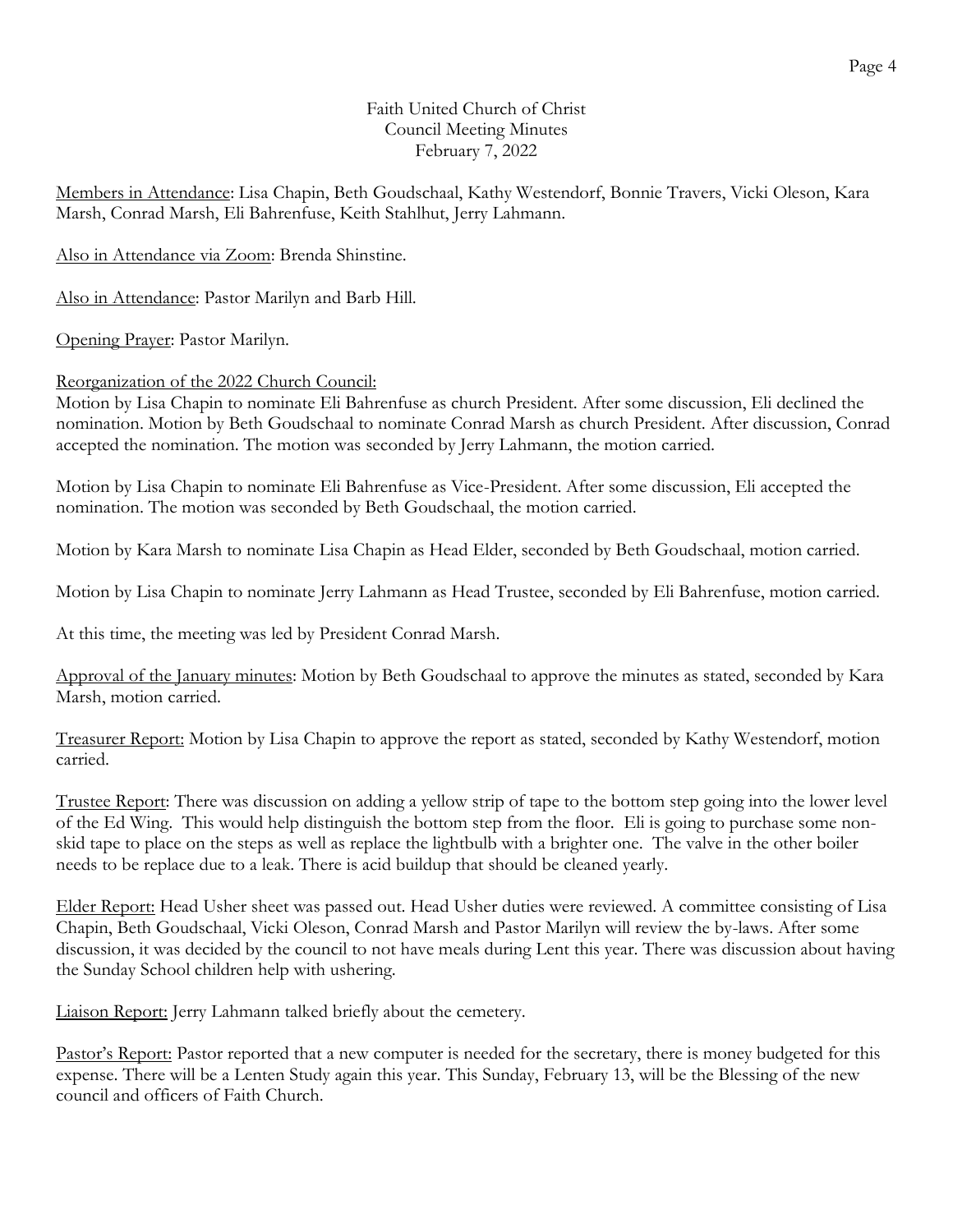Faith United Church of Christ
Council Meeting Minutes
February 7, 2022

<u>Members in Attendance</u>: Lisa Chapin, Beth Goudschaal, Kathy Westendorf, Bonnie Travers, Vicki Oleson, Kara Marsh, Conrad Marsh, Eli Bahrenfuse, Keith Stahlhut, Jerry Lahmann.

<u>Also in Attendance via Zoom</u>: Brenda Shinstine.

<u>Also in Attendance</u>: Pastor Marilyn and Barb Hill.

<u>Opening Prayer</u>: Pastor Marilyn.

<u>Reorganization of the 2022 Church Council:</u>
Motion by Lisa Chapin to nominate Eli Bahrenfuse as church President. After some discussion, Eli declined the nomination. Motion by Beth Goudschaal to nominate Conrad Marsh as church President. After discussion, Conrad accepted the nomination. The motion was seconded by Jerry Lahmann, the motion carried.

Motion by Lisa Chapin to nominate Eli Bahrenfuse as Vice-President. After some discussion, Eli accepted the nomination. The motion was seconded by Beth Goudschaal, the motion carried.

Motion by Kara Marsh to nominate Lisa Chapin as Head Elder, seconded by Beth Goudschaal, motion carried.

Motion by Lisa Chapin to nominate Jerry Lahmann as Head Trustee, seconded by Eli Bahrenfuse, motion carried.

At this time, the meeting was led by President Conrad Marsh.

<u>Approval of the January minutes</u>: Motion by Beth Goudschaal to approve the minutes as stated, seconded by Kara Marsh, motion carried.

<u>Treasurer Report:</u> Motion by Lisa Chapin to approve the report as stated, seconded by Kathy Westendorf, motion carried.

<u>Trustee Report</u>: There was discussion on adding a yellow strip of tape to the bottom step going into the lower level of the Ed Wing. This would help distinguish the bottom step from the floor. Eli is going to purchase some non-skid tape to place on the steps as well as replace the lightbulb with a brighter one. The valve in the other boiler needs to be replace due to a leak. There is acid buildup that should be cleaned yearly.

<u>Elder Report:</u> Head Usher sheet was passed out. Head Usher duties were reviewed. A committee consisting of Lisa Chapin, Beth Goudschaal, Vicki Oleson, Conrad Marsh and Pastor Marilyn will review the by-laws. After some discussion, it was decided by the council to not have meals during Lent this year. There was discussion about having the Sunday School children help with ushering.

<u>Liaison Report:</u> Jerry Lahmann talked briefly about the cemetery.

<u>Pastor's Report:</u> Pastor reported that a new computer is needed for the secretary, there is money budgeted for this expense. There will be a Lenten Study again this year. This Sunday, February 13, will be the Blessing of the new council and officers of Faith Church.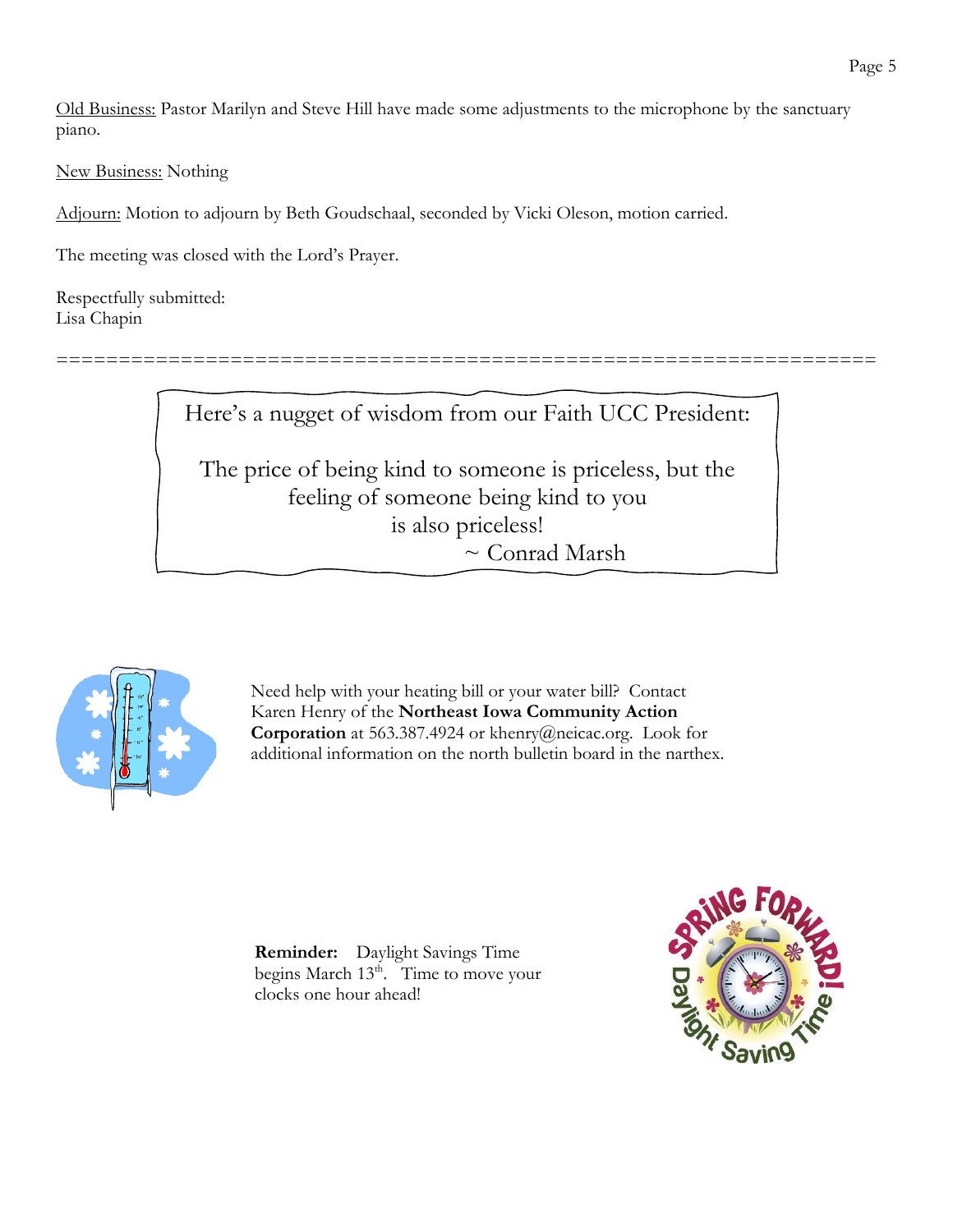Old Business: Pastor Marilyn and Steve Hill have made some adjustments to the microphone by the sanctuary piano.

New Business: Nothing

Adjourn: Motion to adjourn by Beth Goudschaal, seconded by Vicki Oleson, motion carried.

The meeting was closed with the Lord's Prayer.

Respectfully submitted:
Lisa Chapin

================================================================

Here's a nugget of wisdom from our Faith UCC President:

The price of being kind to someone is priceless, but the feeling of someone being kind to you is also priceless!
~ Conrad Marsh

Need help with your heating bill or your water bill? Contact Karen Henry of the **Northeast Iowa Community Action Corporation** at 563.387.4924 or khenry@neicac.org. Look for additional information on the north bulletin board in the narthex.

**Reminder:** Daylight Savings Time begins March 13th. Time to move your clocks one hour ahead!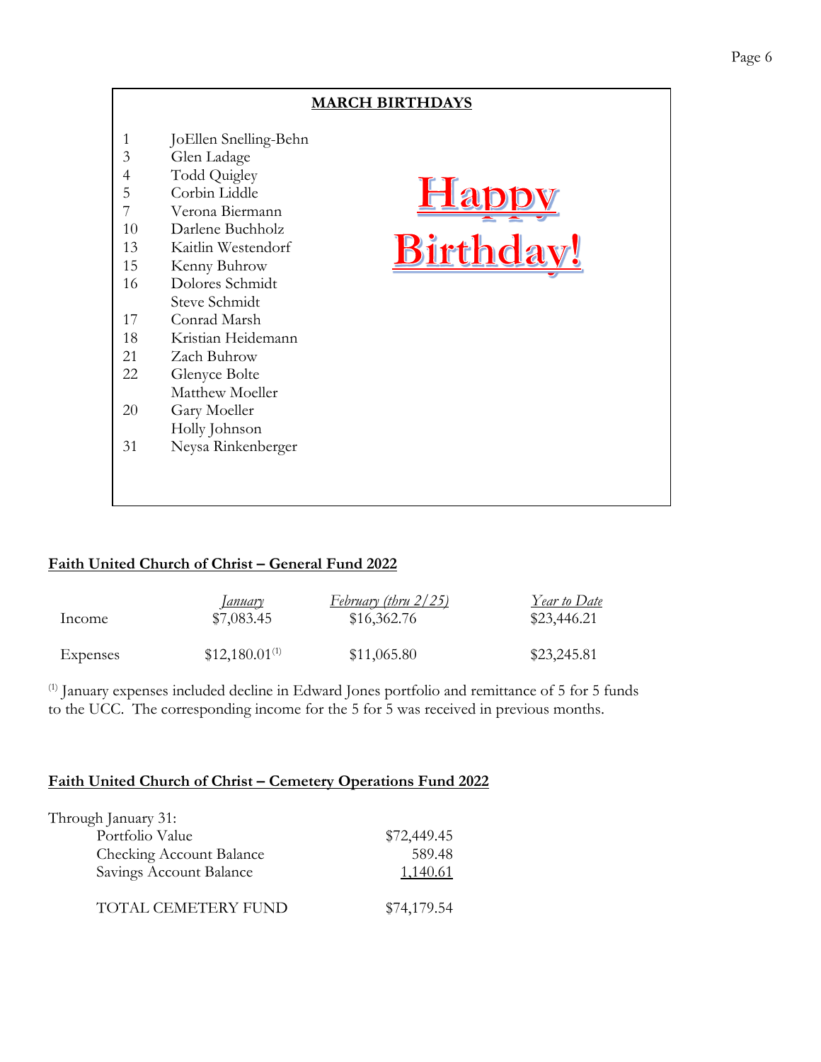## MARCH BIRTHDAYS

| | |
|---|---|
| 1 | JoEllen Snelling-Behn |
| 3 | Glen Ladage |
| 4 | Todd Quigley |
| 5 | Corbin Liddle |
| 7 | Verona Biermann |
| 10 | Darlene Buchholz |
| 13 | Kaitlin Westendorf |
| 15 | Kenny Buhrow |
| 16 | Dolores Schmidt |
| | Steve Schmidt |
| 17 | Conrad Marsh |
| 18 | Kristian Heidemann |
| 21 | Zach Buhrow |
| 22 | Glenyce Bolte |
| | Matthew Moeller |
| 20 | Gary Moeller |
| | Holly Johnson |
| 31 | Neysa Rinkenberger |

Happy Birthday!

## Faith United Church of Christ – General Fund 2022

| | *January* | *February (thru 2/25)* | *Year to Date* |
|---|---|---|---|
| Income | $7,083.45 | $16,362.76 | $23,446.21 |
| Expenses | $12,180.01[1] | $11,065.80 | $23,245.81 |

[1] January expenses included decline in Edward Jones portfolio and remittance of 5 for 5 funds to the UCC. The corresponding income for the 5 for 5 was received in previous months.

## Faith United Church of Christ – Cemetery Operations Fund 2022

Through January 31:

| | |
|---|---|
| Portfolio Value | $72,449.45 |
| Checking Account Balance | 589.48 |
| Savings Account Balance | 1,140.61 |
| TOTAL CEMETERY FUND | $74,179.54 |